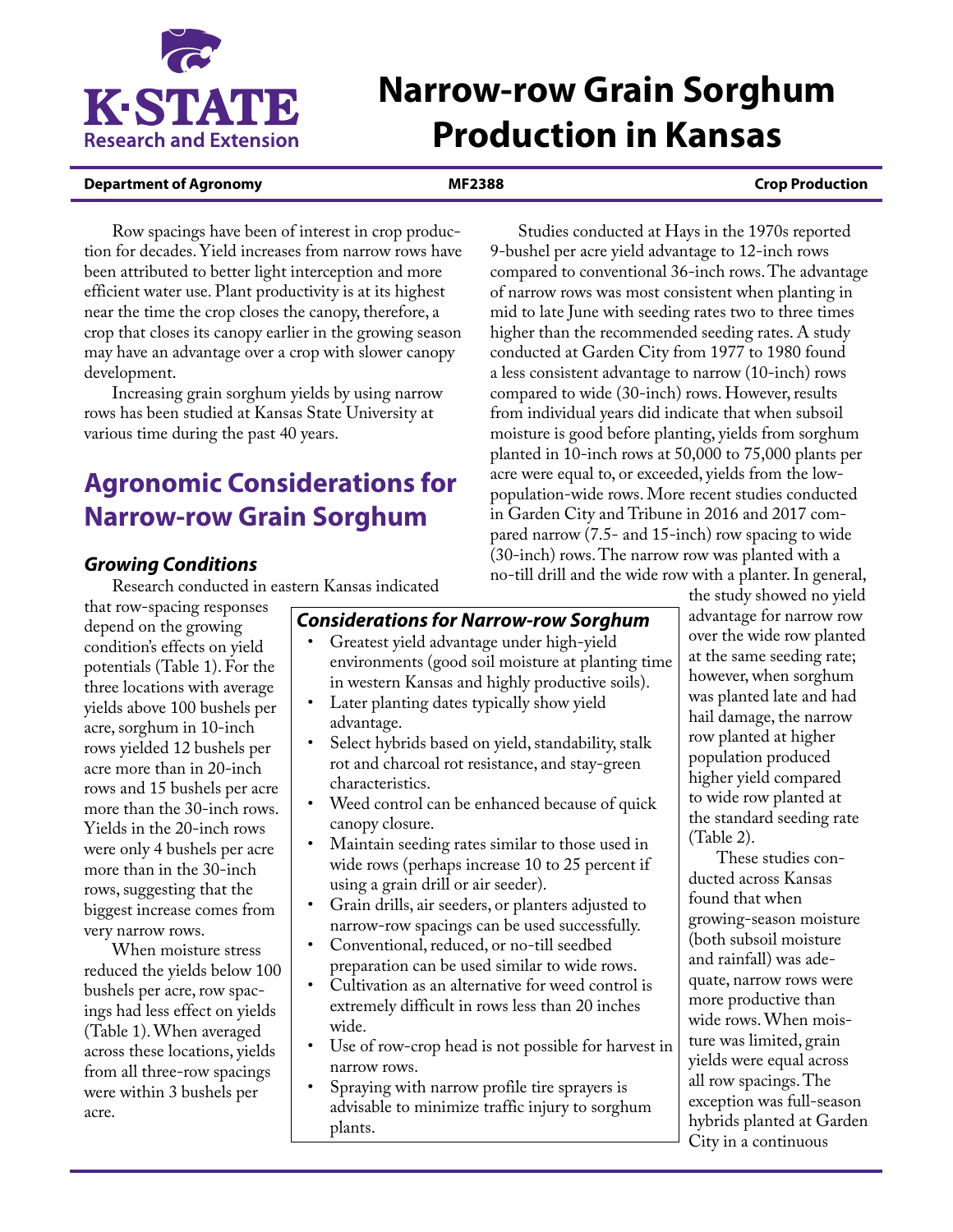# Narrow-row Grain Sorghum Production in Kansas

**Department of Agronomy** | **MF2388** | **Crop Production**

Row spacings have been of interest in crop production for decades. Yield increases from narrow rows have been attributed to better light interception and more efficient water use. Plant productivity is at its highest near the time the crop closes the canopy, therefore, a crop that closes its canopy earlier in the growing season may have an advantage over a crop with slower canopy development.

Increasing grain sorghum yields by using narrow rows has been studied at Kansas State University at various time during the past 40 years.

## Agronomic Considerations for Narrow-row Grain Sorghum

### *Growing Conditions*

Research conducted in eastern Kansas indicated that row-spacing responses depend on the growing condition's effects on yield potentials (Table 1). For the three locations with average yields above 100 bushels per acre, sorghum in 10-inch rows yielded 12 bushels per acre more than in 20-inch rows and 15 bushels per acre more than the 30-inch rows. Yields in the 20-inch rows were only 4 bushels per acre more than in the 30-inch rows, suggesting that the biggest increase comes from very narrow rows.

When moisture stress reduced the yields below 100 bushels per acre, row spacings had less effect on yields (Table 1). When averaged across these locations, yields from all three-row spacings were within 3 bushels per acre.

### *Considerations for Narrow-row Sorghum*

- Greatest yield advantage under high-yield environments (good soil moisture at planting time in western Kansas and highly productive soils).
- Later planting dates typically show yield advantage.
- Select hybrids based on yield, standability, stalk rot and charcoal rot resistance, and stay-green characteristics.
- Weed control can be enhanced because of quick canopy closure.
- Maintain seeding rates similar to those used in wide rows (perhaps increase 10 to 25 percent if using a grain drill or air seeder).
- Grain drills, air seeders, or planters adjusted to narrow-row spacings can be used successfully.
- Conventional, reduced, or no-till seedbed preparation can be used similar to wide rows.
- Cultivation as an alternative for weed control is extremely difficult in rows less than 20 inches wide.
- Use of row-crop head is not possible for harvest in narrow rows.
- Spraying with narrow profile tire sprayers is advisable to minimize traffic injury to sorghum plants.

Studies conducted at Hays in the 1970s reported 9-bushel per acre yield advantage to 12-inch rows compared to conventional 36-inch rows. The advantage of narrow rows was most consistent when planting in mid to late June with seeding rates two to three times higher than the recommended seeding rates. A study conducted at Garden City from 1977 to 1980 found a less consistent advantage to narrow (10-inch) rows compared to wide (30-inch) rows. However, results from individual years did indicate that when subsoil moisture is good before planting, yields from sorghum planted in 10-inch rows at 50,000 to 75,000 plants per acre were equal to, or exceeded, yields from the low-population-wide rows. More recent studies conducted in Garden City and Tribune in 2016 and 2017 compared narrow (7.5- and 15-inch) row spacing to wide (30-inch) rows. The narrow row was planted with a no-till drill and the wide row with a planter. In general, the study showed no yield advantage for narrow row over the wide row planted at the same seeding rate; however, when sorghum was planted late and had hail damage, the narrow row planted at higher population produced higher yield compared to wide row planted at the standard seeding rate (Table 2).

These studies conducted across Kansas found that when growing-season moisture (both subsoil moisture and rainfall) was adequate, narrow rows were more productive than wide rows. When moisture was limited, grain yields were equal across all row spacings. The exception was full-season hybrids planted at Garden City in a continuous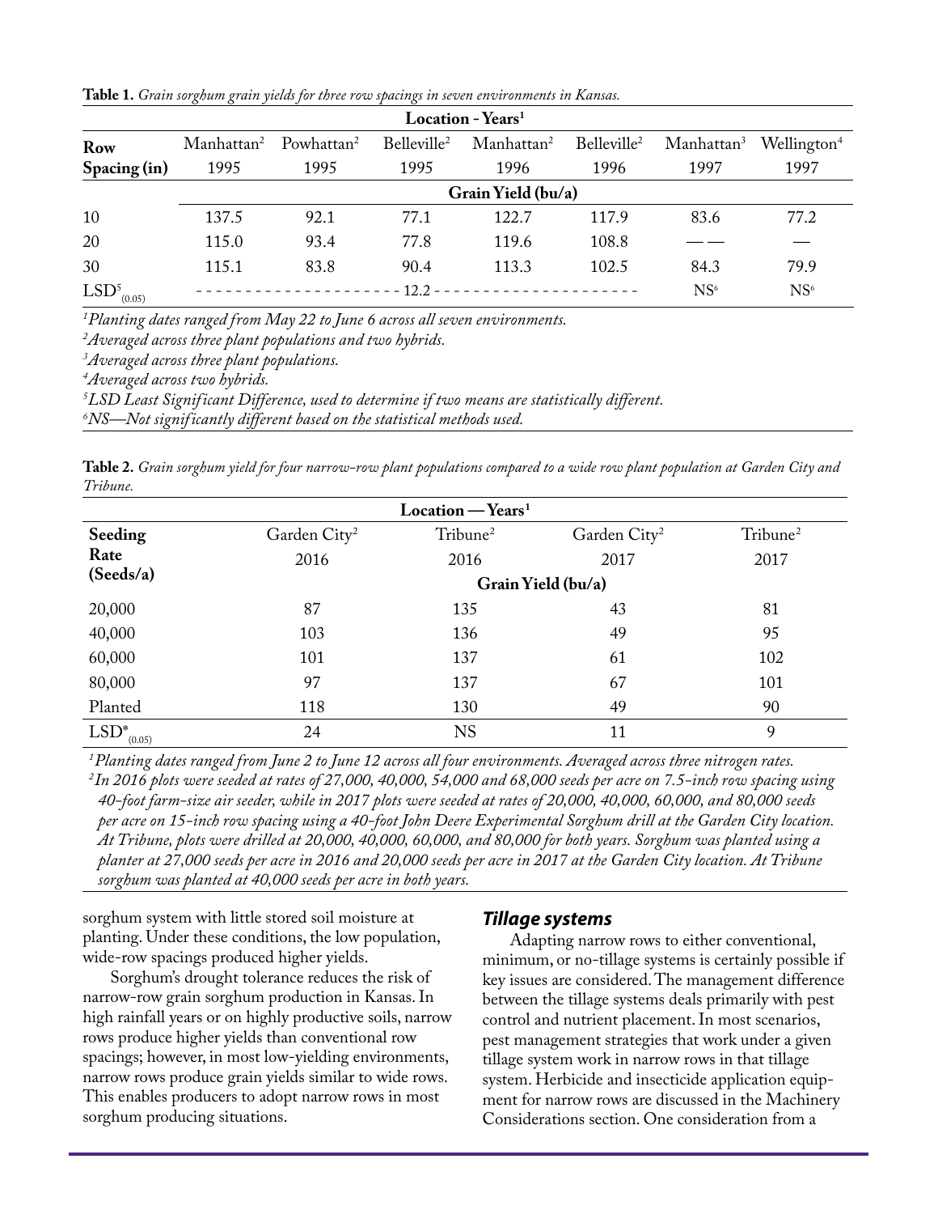**Table 1.** *Grain sorghum grain yields for three row spacings in seven environments in Kansas.*

| Row Spacing (in) | Manhattan[2] 1995 | Powhattan[2] 1995 | Belleville[2] 1995 | Manhattan[2] 1996 | Belleville[2] 1996 | Manhattan[3] 1997 | Wellington[4] 1997 |
|---|---|---|---|---|---|---|---|
| | Location - Years[1] | | | | | | |
| | Grain Yield (bu/a) | | | | | | |
| 10 | 137.5 | 92.1 | 77.1 | 122.7 | 117.9 | 83.6 | 77.2 |
| 20 | 115.0 | 93.4 | 77.8 | 119.6 | 108.8 | —— | — |
| 30 | 115.1 | 83.8 | 90.4 | 113.3 | 102.5 | 84.3 | 79.9 |
| $LSD^{5}_{(0.05)}$ | 12.2 | | | | | NS[6] | NS[6] |

*[1]Planting dates ranged from May 22 to June 6 across all seven environments.*
*[2]Averaged across three plant populations and two hybrids.*
*[3]Averaged across three plant populations.*
*[4]Averaged across two hybrids.*
*[5]LSD Least Significant Difference, used to determine if two means are statistically different.*
*[6]NS—Not significantly different based on the statistical methods used.*

**Table 2.** *Grain sorghum yield for four narrow-row plant populations compared to a wide row plant population at Garden City and Tribune.*

| Seeding Rate (Seeds/a) | Garden City[2] 2016 | Tribune[2] 2016 | Garden City[2] 2017 | Tribune[2] 2017 |
|---|---|---|---|---|
| | Location — Years[1] | | | |
| | Grain Yield (bu/a) | | | |
| 20,000 | 87 | 135 | 43 | 81 |
| 40,000 | 103 | 136 | 49 | 95 |
| 60,000 | 101 | 137 | 61 | 102 |
| 80,000 | 97 | 137 | 67 | 101 |
| Planted | 118 | 130 | 49 | 90 |
| $LSD^{*}_{(0.05)}$ | 24 | NS | 11 | 9 |

*[1]Planting dates ranged from June 2 to June 12 across all four environments. Averaged across three nitrogen rates.*
*[2]In 2016 plots were seeded at rates of 27,000, 40,000, 54,000 and 68,000 seeds per acre on 7.5-inch row spacing using 40-foot farm-size air seeder, while in 2017 plots were seeded at rates of 20,000, 40,000, 60,000, and 80,000 seeds per acre on 15-inch row spacing using a 40-foot John Deere Experimental Sorghum drill at the Garden City location. At Tribune, plots were drilled at 20,000, 40,000, 60,000, and 80,000 for both years. Sorghum was planted using a planter at 27,000 seeds per acre in 2016 and 20,000 seeds per acre in 2017 at the Garden City location. At Tribune sorghum was planted at 40,000 seeds per acre in both years.*

sorghum system with little stored soil moisture at planting. Under these conditions, the low population, wide-row spacings produced higher yields.

Sorghum's drought tolerance reduces the risk of narrow-row grain sorghum production in Kansas. In high rainfall years or on highly productive soils, narrow rows produce higher yields than conventional row spacings; however, in most low-yielding environments, narrow rows produce grain yields similar to wide rows. This enables producers to adopt narrow rows in most sorghum producing situations.

## *Tillage systems*

Adapting narrow rows to either conventional, minimum, or no-tillage systems is certainly possible if key issues are considered. The management difference between the tillage systems deals primarily with pest control and nutrient placement. In most scenarios, pest management strategies that work under a given tillage system work in narrow rows in that tillage system. Herbicide and insecticide application equipment for narrow rows are discussed in the Machinery Considerations section. One consideration from a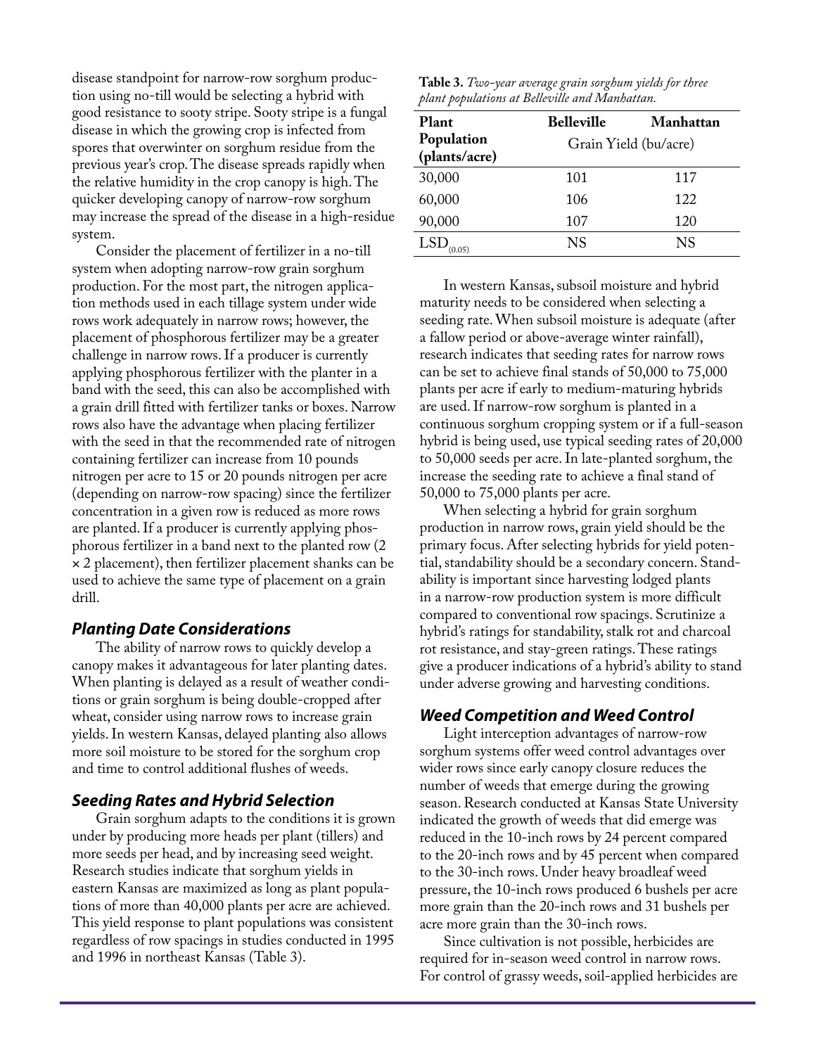disease standpoint for narrow-row sorghum production using no-till would be selecting a hybrid with good resistance to sooty stripe. Sooty stripe is a fungal disease in which the growing crop is infected from spores that overwinter on sorghum residue from the previous year's crop. The disease spreads rapidly when the relative humidity in the crop canopy is high. The quicker developing canopy of narrow-row sorghum may increase the spread of the disease in a high-residue system.

Consider the placement of fertilizer in a no-till system when adopting narrow-row grain sorghum production. For the most part, the nitrogen application methods used in each tillage system under wide rows work adequately in narrow rows; however, the placement of phosphorous fertilizer may be a greater challenge in narrow rows. If a producer is currently applying phosphorous fertilizer with the planter in a band with the seed, this can also be accomplished with a grain drill fitted with fertilizer tanks or boxes. Narrow rows also have the advantage when placing fertilizer with the seed in that the recommended rate of nitrogen containing fertilizer can increase from 10 pounds nitrogen per acre to 15 or 20 pounds nitrogen per acre (depending on narrow-row spacing) since the fertilizer concentration in a given row is reduced as more rows are planted. If a producer is currently applying phosphorous fertilizer in a band next to the planted row (2 × 2 placement), then fertilizer placement shanks can be used to achieve the same type of placement on a grain drill.

### Planting Date Considerations

The ability of narrow rows to quickly develop a canopy makes it advantageous for later planting dates. When planting is delayed as a result of weather conditions or grain sorghum is being double-cropped after wheat, consider using narrow rows to increase grain yields. In western Kansas, delayed planting also allows more soil moisture to be stored for the sorghum crop and time to control additional flushes of weeds.

### Seeding Rates and Hybrid Selection

Grain sorghum adapts to the conditions it is grown under by producing more heads per plant (tillers) and more seeds per head, and by increasing seed weight. Research studies indicate that sorghum yields in eastern Kansas are maximized as long as plant populations of more than 40,000 plants per acre are achieved. This yield response to plant populations was consistent regardless of row spacings in studies conducted in 1995 and 1996 in northeast Kansas (Table 3).

**Table 3.** *Two-year average grain sorghum yields for three plant populations at Belleville and Manhattan.*

| Plant Population (plants/acre) | Belleville | Manhattan |
|---|---|---|
| | Grain Yield (bu/acre) | |
| 30,000 | 101 | 117 |
| 60,000 | 106 | 122 |
| 90,000 | 107 | 120 |
| $LSD_{(0.05)}$ | NS | NS |

In western Kansas, subsoil moisture and hybrid maturity needs to be considered when selecting a seeding rate. When subsoil moisture is adequate (after a fallow period or above-average winter rainfall), research indicates that seeding rates for narrow rows can be set to achieve final stands of 50,000 to 75,000 plants per acre if early to medium-maturing hybrids are used. If narrow-row sorghum is planted in a continuous sorghum cropping system or if a full-season hybrid is being used, use typical seeding rates of 20,000 to 50,000 seeds per acre. In late-planted sorghum, the increase the seeding rate to achieve a final stand of 50,000 to 75,000 plants per acre.

When selecting a hybrid for grain sorghum production in narrow rows, grain yield should be the primary focus. After selecting hybrids for yield potential, standability should be a secondary concern. Standability is important since harvesting lodged plants in a narrow-row production system is more difficult compared to conventional row spacings. Scrutinize a hybrid's ratings for standability, stalk rot and charcoal rot resistance, and stay-green ratings. These ratings give a producer indications of a hybrid's ability to stand under adverse growing and harvesting conditions.

### Weed Competition and Weed Control

Light interception advantages of narrow-row sorghum systems offer weed control advantages over wider rows since early canopy closure reduces the number of weeds that emerge during the growing season. Research conducted at Kansas State University indicated the growth of weeds that did emerge was reduced in the 10-inch rows by 24 percent compared to the 20-inch rows and by 45 percent when compared to the 30-inch rows. Under heavy broadleaf weed pressure, the 10-inch rows produced 6 bushels per acre more grain than the 20-inch rows and 31 bushels per acre more grain than the 30-inch rows.

Since cultivation is not possible, herbicides are required for in-season weed control in narrow rows. For control of grassy weeds, soil-applied herbicides are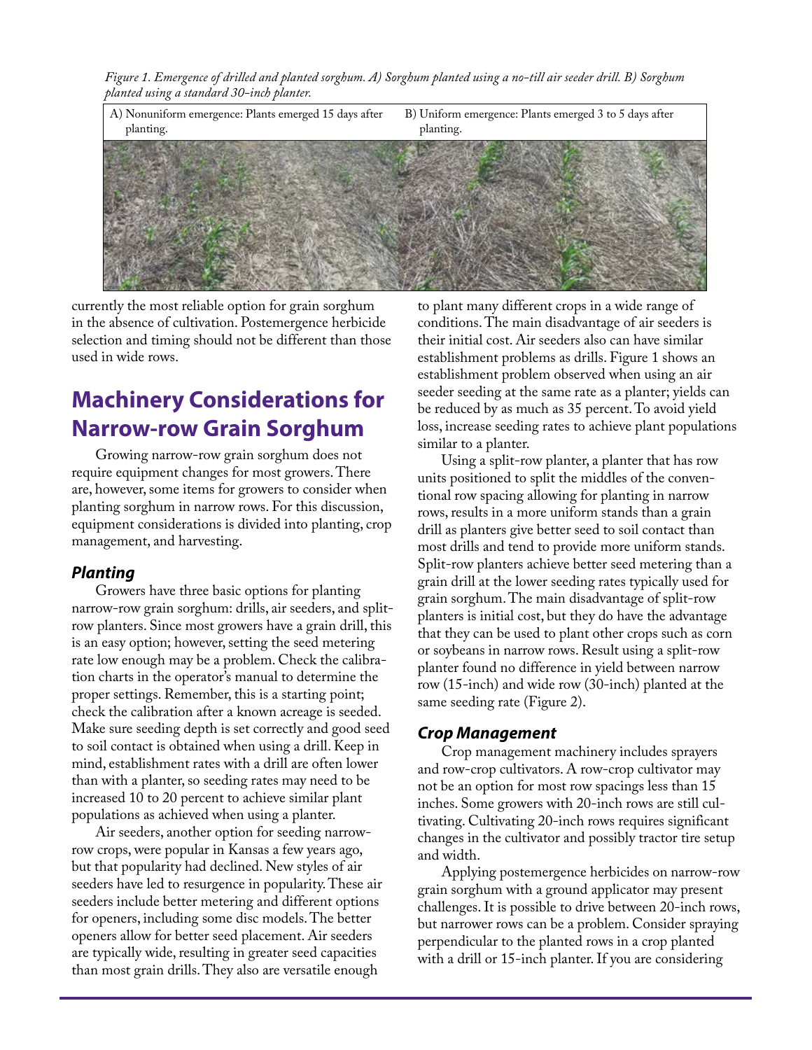*Figure 1. Emergence of drilled and planted sorghum. A) Sorghum planted using a no-till air seeder drill. B) Sorghum planted using a standard 30-inch planter.*

A) Nonuniform emergence: Plants emerged 15 days after planting.

B) Uniform emergence: Plants emerged 3 to 5 days after planting.

currently the most reliable option for grain sorghum in the absence of cultivation. Postemergence herbicide selection and timing should not be different than those used in wide rows.

## Machinery Considerations for Narrow-row Grain Sorghum

Growing narrow-row grain sorghum does not require equipment changes for most growers. There are, however, some items for growers to consider when planting sorghum in narrow rows. For this discussion, equipment considerations is divided into planting, crop management, and harvesting.

### *Planting*

Growers have three basic options for planting narrow-row grain sorghum: drills, air seeders, and split-row planters. Since most growers have a grain drill, this is an easy option; however, setting the seed metering rate low enough may be a problem. Check the calibration charts in the operator's manual to determine the proper settings. Remember, this is a starting point; check the calibration after a known acreage is seeded. Make sure seeding depth is set correctly and good seed to soil contact is obtained when using a drill. Keep in mind, establishment rates with a drill are often lower than with a planter, so seeding rates may need to be increased 10 to 20 percent to achieve similar plant populations as achieved when using a planter.

Air seeders, another option for seeding narrow-row crops, were popular in Kansas a few years ago, but that popularity had declined. New styles of air seeders have led to resurgence in popularity. These air seeders include better metering and different options for openers, including some disc models. The better openers allow for better seed placement. Air seeders are typically wide, resulting in greater seed capacities than most grain drills. They also are versatile enough to plant many different crops in a wide range of conditions. The main disadvantage of air seeders is their initial cost. Air seeders also can have similar establishment problems as drills. Figure 1 shows an establishment problem observed when using an air seeder seeding at the same rate as a planter; yields can be reduced by as much as 35 percent. To avoid yield loss, increase seeding rates to achieve plant populations similar to a planter.

Using a split-row planter, a planter that has row units positioned to split the middles of the conventional row spacing allowing for planting in narrow rows, results in a more uniform stands than a grain drill as planters give better seed to soil contact than most drills and tend to provide more uniform stands. Split-row planters achieve better seed metering than a grain drill at the lower seeding rates typically used for grain sorghum. The main disadvantage of split-row planters is initial cost, but they do have the advantage that they can be used to plant other crops such as corn or soybeans in narrow rows. Result using a split-row planter found no difference in yield between narrow row (15-inch) and wide row (30-inch) planted at the same seeding rate (Figure 2).

### *Crop Management*

Crop management machinery includes sprayers and row-crop cultivators. A row-crop cultivator may not be an option for most row spacings less than 15 inches. Some growers with 20-inch rows are still cultivating. Cultivating 20-inch rows requires significant changes in the cultivator and possibly tractor tire setup and width.

Applying postemergence herbicides on narrow-row grain sorghum with a ground applicator may present challenges. It is possible to drive between 20-inch rows, but narrower rows can be a problem. Consider spraying perpendicular to the planted rows in a crop planted with a drill or 15-inch planter. If you are considering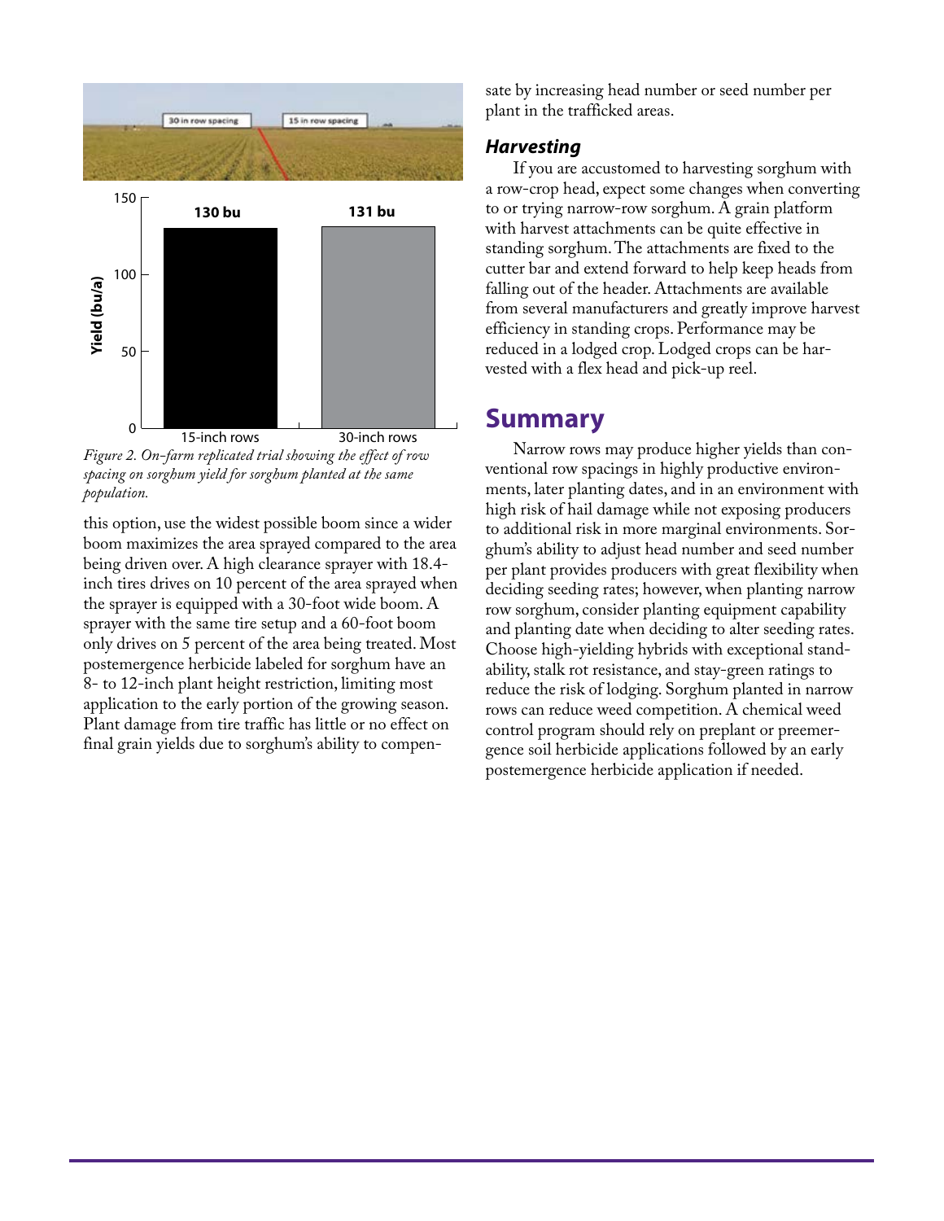*Figure 2. On-farm replicated trial showing the effect of row spacing on sorghum yield for sorghum planted at the same population.*

this option, use the widest possible boom since a wider boom maximizes the area sprayed compared to the area being driven over. A high clearance sprayer with 18.4-inch tires drives on 10 percent of the area sprayed when the sprayer is equipped with a 30-foot wide boom. A sprayer with the same tire setup and a 60-foot boom only drives on 5 percent of the area being treated. Most postemergence herbicide labeled for sorghum have an 8- to 12-inch plant height restriction, limiting most application to the early portion of the growing season. Plant damage from tire traffic has little or no effect on final grain yields due to sorghum's ability to compensate by increasing head number or seed number per plant in the trafficked areas.

### *Harvesting*

If you are accustomed to harvesting sorghum with a row-crop head, expect some changes when converting to or trying narrow-row sorghum. A grain platform with harvest attachments can be quite effective in standing sorghum. The attachments are fixed to the cutter bar and extend forward to help keep heads from falling out of the header. Attachments are available from several manufacturers and greatly improve harvest efficiency in standing crops. Performance may be reduced in a lodged crop. Lodged crops can be harvested with a flex head and pick-up reel.

## Summary

Narrow rows may produce higher yields than conventional row spacings in highly productive environments, later planting dates, and in an environment with high risk of hail damage while not exposing producers to additional risk in more marginal environments. Sorghum's ability to adjust head number and seed number per plant provides producers with great flexibility when deciding seeding rates; however, when planting narrow row sorghum, consider planting equipment capability and planting date when deciding to alter seeding rates. Choose high-yielding hybrids with exceptional standability, stalk rot resistance, and stay-green ratings to reduce the risk of lodging. Sorghum planted in narrow rows can reduce weed competition. A chemical weed control program should rely on preplant or preemergence soil herbicide applications followed by an early postemergence herbicide application if needed.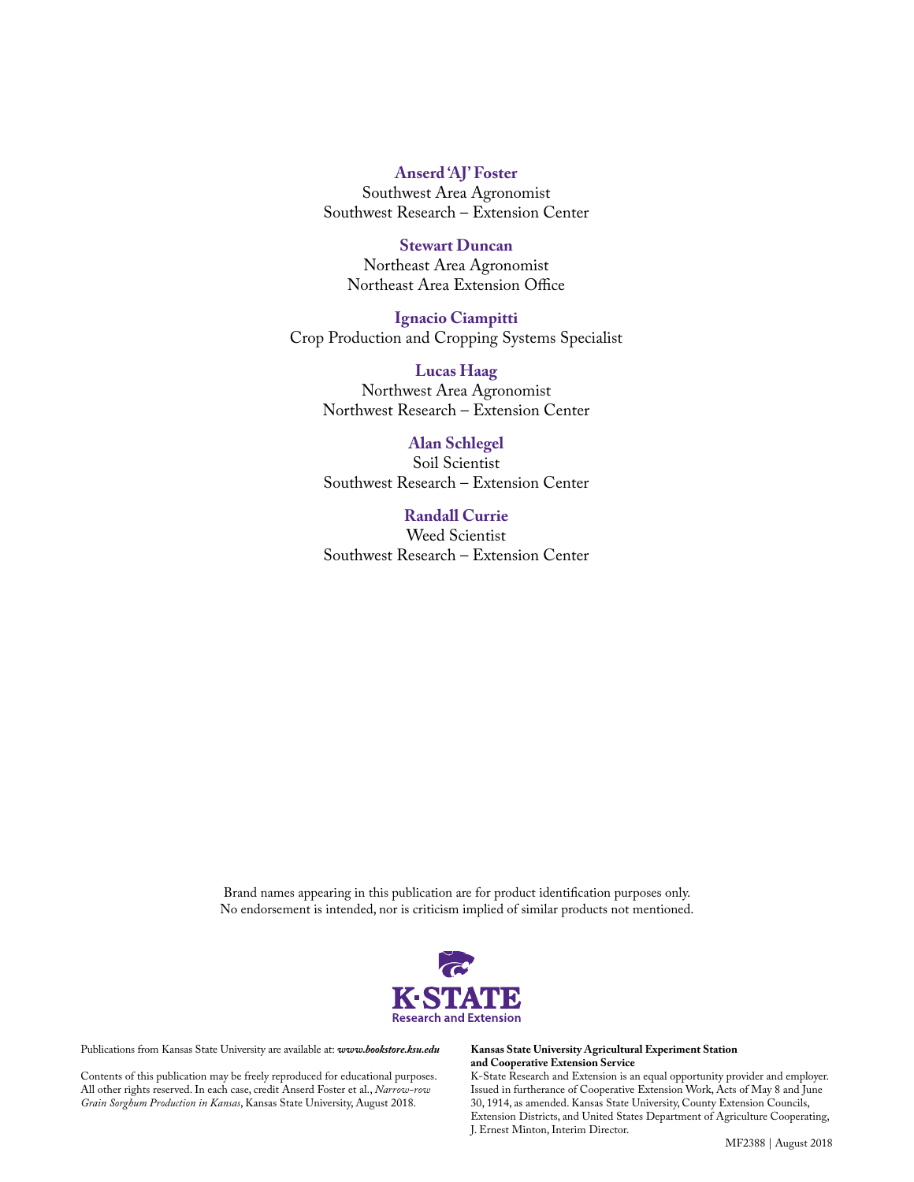**Anserd 'AJ' Foster**
Southwest Area Agronomist
Southwest Research – Extension Center

**Stewart Duncan**
Northeast Area Agronomist
Northeast Area Extension Office

**Ignacio Ciampitti**
Crop Production and Cropping Systems Specialist

**Lucas Haag**
Northwest Area Agronomist
Northwest Research – Extension Center

**Alan Schlegel**
Soil Scientist
Southwest Research – Extension Center

**Randall Currie**
Weed Scientist
Southwest Research – Extension Center

Brand names appearing in this publication are for product identification purposes only.
No endorsement is intended, nor is criticism implied of similar products not mentioned.

K-STATE
Research and Extension

Publications from Kansas State University are available at: ***www.bookstore.ksu.edu***

Contents of this publication may be freely reproduced for educational purposes. All other rights reserved. In each case, credit Anserd Foster et al., *Narrow-row Grain Sorghum Production in Kansas*, Kansas State University, August 2018.

**Kansas State University Agricultural Experiment Station and Cooperative Extension Service**
K-State Research and Extension is an equal opportunity provider and employer. Issued in furtherance of Cooperative Extension Work, Acts of May 8 and June 30, 1914, as amended. Kansas State University, County Extension Councils, Extension Districts, and United States Department of Agriculture Cooperating, J. Ernest Minton, Interim Director.

MF2388 | August 2018